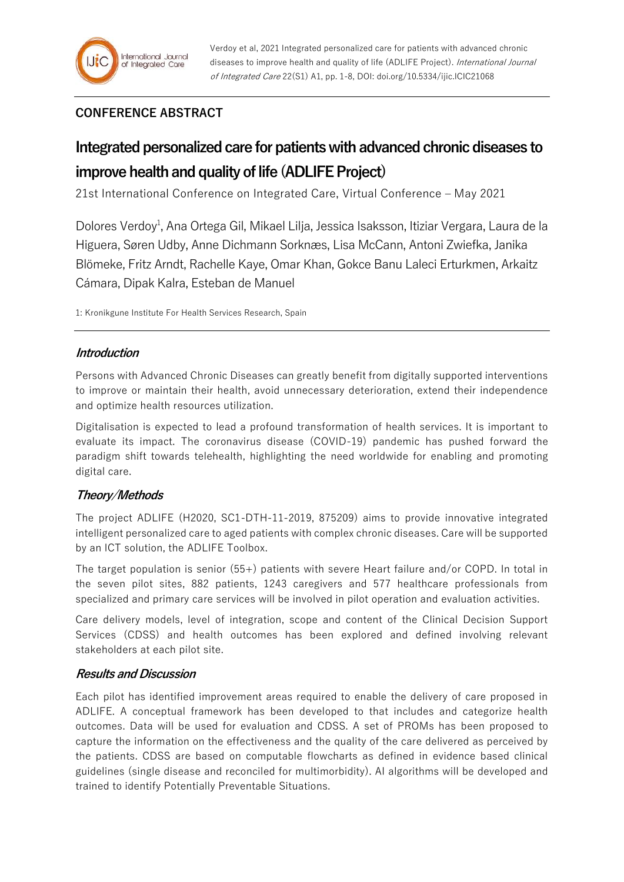**CONFERENCE ABSTRACT**

# Integrated personalized care for patients with advanced chronic diseases to improve health and quality of life (ADLIFE Project)

21st International Conference on Integrated Care, Virtual Conference – May 2021

Dolores Verdoy[1], Ana Ortega Gil, Mikael Lilja, Jessica Isaksson, Itiziar Vergara, Laura de la Higuera, Søren Udby, Anne Dichmann Sorknæs, Lisa McCann, Antoni Zwiefka, Janika Blömeke, Fritz Arndt, Rachelle Kaye, Omar Khan, Gokce Banu Laleci Erturkmen, Arkaitz Cámara, Dipak Kalra, Esteban de Manuel

1: Kronikgune Institute For Health Services Research, Spain

## *Introduction*

Persons with Advanced Chronic Diseases can greatly benefit from digitally supported interventions to improve or maintain their health, avoid unnecessary deterioration, extend their independence and optimize health resources utilization.

Digitalisation is expected to lead a profound transformation of health services. It is important to evaluate its impact. The coronavirus disease (COVID-19) pandemic has pushed forward the paradigm shift towards telehealth, highlighting the need worldwide for enabling and promoting digital care.

## *Theory/Methods*

The project ADLIFE (H2020, SC1-DTH-11-2019, 875209) aims to provide innovative integrated intelligent personalized care to aged patients with complex chronic diseases. Care will be supported by an ICT solution, the ADLIFE Toolbox.

The target population is senior (55+) patients with severe Heart failure and/or COPD. In total in the seven pilot sites, 882 patients, 1243 caregivers and 577 healthcare professionals from specialized and primary care services will be involved in pilot operation and evaluation activities.

Care delivery models, level of integration, scope and content of the Clinical Decision Support Services (CDSS) and health outcomes has been explored and defined involving relevant stakeholders at each pilot site.

## *Results and Discussion*

Each pilot has identified improvement areas required to enable the delivery of care proposed in ADLIFE. A conceptual framework has been developed to that includes and categorize health outcomes. Data will be used for evaluation and CDSS. A set of PROMs has been proposed to capture the information on the effectiveness and the quality of the care delivered as perceived by the patients. CDSS are based on computable flowcharts as defined in evidence based clinical guidelines (single disease and reconciled for multimorbidity). AI algorithms will be developed and trained to identify Potentially Preventable Situations.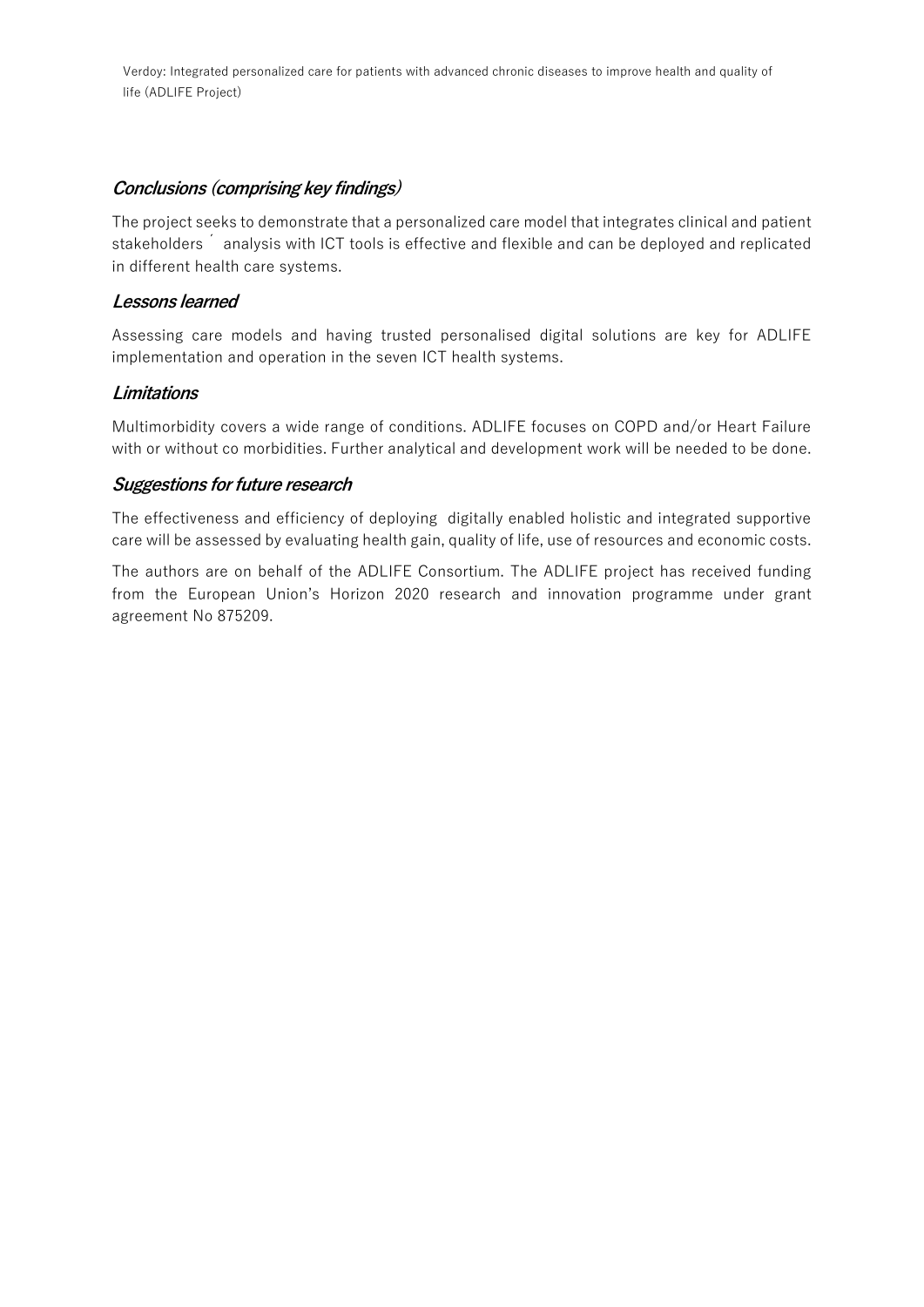### *Conclusions (comprising key findings)*

The project seeks to demonstrate that a personalized care model that integrates clinical and patient stakeholders ´ analysis with ICT tools is effective and flexible and can be deployed and replicated in different health care systems.

### *Lessons learned*

Assessing care models and having trusted personalised digital solutions are key for ADLIFE implementation and operation in the seven ICT health systems.

### *Limitations*

Multimorbidity covers a wide range of conditions. ADLIFE focuses on COPD and/or Heart Failure with or without co morbidities. Further analytical and development work will be needed to be done.

### *Suggestions for future research*

The effectiveness and efficiency of deploying digitally enabled holistic and integrated supportive care will be assessed by evaluating health gain, quality of life, use of resources and economic costs.

The authors are on behalf of the ADLIFE Consortium. The ADLIFE project has received funding from the European Union's Horizon 2020 research and innovation programme under grant agreement No 875209.